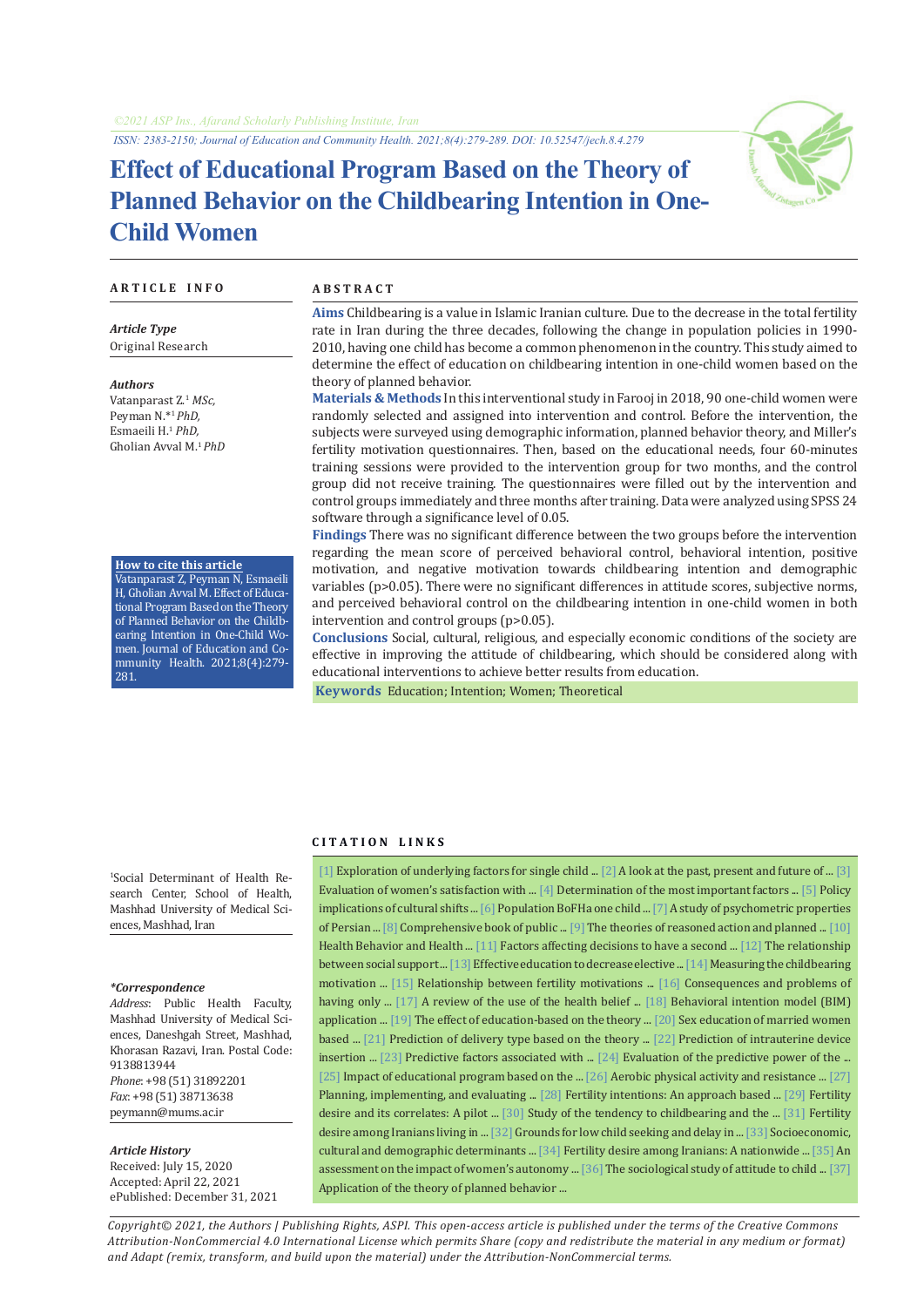©2021 ASP Ins., Afarand Scholarly Publishing Institute, Iran

ISSN: 2383-2150; Journal of Education and Community Health. 2021;8(4):279-289. DOI: 10.52547/jech.8.4.279

# Effect of Educational Program Based on the Theory of Planned Behavior on the Childbearing Intention in One-Child Women

**ARTICLE INFO**

***Article Type***

Original Research

***Authors***

Vatanparast Z.[1] *MSc,*
Peyman N.*[1] *PhD,*
Esmaeili H.[1] *PhD,*
Gholian Avval M.[1] *PhD*

**How to cite this article**

Vatanparast Z, Peyman N, Esmaeili H, Gholian Avval M. Effect of Educational Program Based on the Theory of Planned Behavior on the Childbearing Intention in One-Child Women. Journal of Education and Community Health. 2021;8(4):279-281.

[1]Social Determinant of Health Research Center, School of Health, Mashhad University of Medical Sciences, Mashhad, Iran

***Correspondence***

*Address*: Public Health Faculty, Mashhad University of Medical Sciences, Daneshgah Street, Mashhad, Khorasan Razavi, Iran. Postal Code: 9138813944
*Phone*: +98 (51) 31892201
*Fax*: +98 (51) 38713638
peymann@mums.ac.ir

***Article History***

Received: July 15, 2020
Accepted: April 22, 2021
ePublished: December 31, 2021

**ABSTRACT**

**Aims** Childbearing is a value in Islamic Iranian culture. Due to the decrease in the total fertility rate in Iran during the three decades, following the change in population policies in 1990-2010, having one child has become a common phenomenon in the country. This study aimed to determine the effect of education on childbearing intention in one-child women based on the theory of planned behavior.

**Materials & Methods** In this interventional study in Farooj in 2018, 90 one-child women were randomly selected and assigned into intervention and control. Before the intervention, the subjects were surveyed using demographic information, planned behavior theory, and Miller's fertility motivation questionnaires. Then, based on the educational needs, four 60-minutes training sessions were provided to the intervention group for two months, and the control group did not receive training. The questionnaires were filled out by the intervention and control groups immediately and three months after training. Data were analyzed using SPSS 24 software through a significance level of 0.05.

**Findings** There was no significant difference between the two groups before the intervention regarding the mean score of perceived behavioral control, behavioral intention, positive motivation, and negative motivation towards childbearing intention and demographic variables ($p>0.05$). There were no significant differences in attitude scores, subjective norms, and perceived behavioral control on the childbearing intention in one-child women in both intervention and control groups ($p>0.05$).

**Conclusions** Social, cultural, religious, and especially economic conditions of the society are effective in improving the attitude of childbearing, which should be considered along with educational interventions to achieve better results from education.

**Keywords** Education; Intention; Women; Theoretical

**CITATION LINKS**

[1] Exploration of underlying factors for single child ... [2] A look at the past, present and future of ... [3] Evaluation of women's satisfaction with ... [4] Determination of the most important factors ... [5] Policy implications of cultural shifts ... [6] Population BoFHa one child ... [7] A study of psychometric properties of Persian ... [8] Comprehensive book of public ... [9] The theories of reasoned action and planned ... [10] Health Behavior and Health ... [11] Factors affecting decisions to have a second ... [12] The relationship between social support ... [13] Effective education to decrease elective ... [14] Measuring the childbearing motivation ... [15] Relationship between fertility motivations ... [16] Consequences and problems of having only ... [17] A review of the use of the health belief ... [18] Behavioral intention model (BIM) application ... [19] The effect of education-based on the theory ... [20] Sex education of married women based ... [21] Prediction of delivery type based on the theory ... [22] Prediction of intrauterine device insertion ... [23] Predictive factors associated with ... [24] Evaluation of the predictive power of the ... [25] Impact of educational program based on the ... [26] Aerobic physical activity and resistance ... [27] Planning, implementing, and evaluating ... [28] Fertility intentions: An approach based ... [29] Fertility desire and its correlates: A pilot ... [30] Study of the tendency to childbearing and the ... [31] Fertility desire among Iranians living in ... [32] Grounds for low child seeking and delay in ... [33] Socioeconomic, cultural and demographic determinants ... [34] Fertility desire among Iranians: A nationwide ... [35] An assessment on the impact of women's autonomy ... [36] The sociological study of attitude to child ... [37] Application of the theory of planned behavior ...

*Copyright© 2021, the Authors | Publishing Rights, ASPI. This open-access article is published under the terms of the Creative Commons Attribution-NonCommercial 4.0 International License which permits Share (copy and redistribute the material in any medium or format) and Adapt (remix, transform, and build upon the material) under the Attribution-NonCommercial terms.*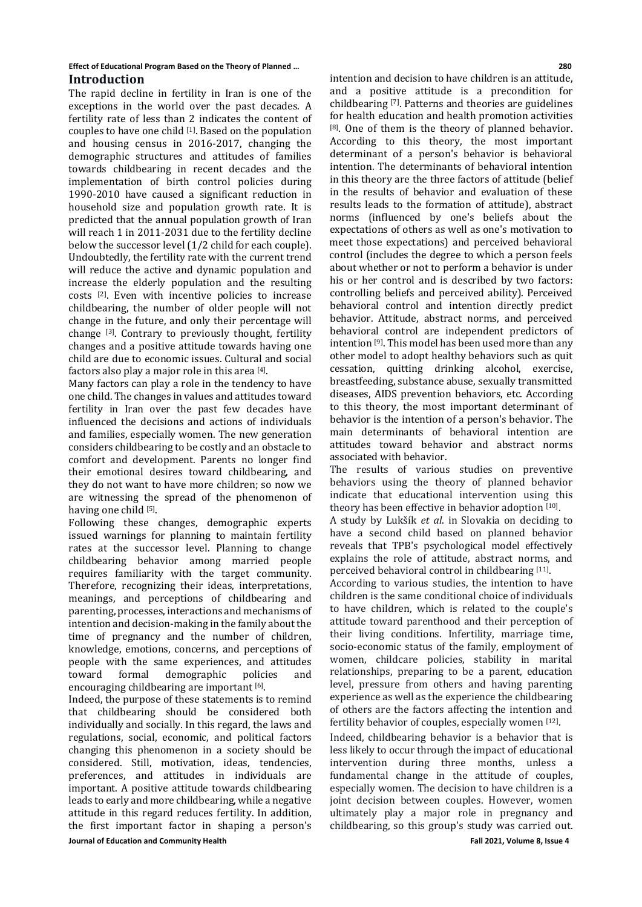## Introduction

The rapid decline in fertility in Iran is one of the exceptions in the world over the past decades. A fertility rate of less than 2 indicates the content of couples to have one child [1]. Based on the population and housing census in 2016-2017, changing the demographic structures and attitudes of families towards childbearing in recent decades and the implementation of birth control policies during 1990-2010 have caused a significant reduction in household size and population growth rate. It is predicted that the annual population growth of Iran will reach 1 in 2011-2031 due to the fertility decline below the successor level (1/2 child for each couple). Undoubtedly, the fertility rate with the current trend will reduce the active and dynamic population and increase the elderly population and the resulting costs [2]. Even with incentive policies to increase childbearing, the number of older people will not change in the future, and only their percentage will change [3]. Contrary to previously thought, fertility changes and a positive attitude towards having one child are due to economic issues. Cultural and social factors also play a major role in this area [4].

Many factors can play a role in the tendency to have one child. The changes in values and attitudes toward fertility in Iran over the past few decades have influenced the decisions and actions of individuals and families, especially women. The new generation considers childbearing to be costly and an obstacle to comfort and development. Parents no longer find their emotional desires toward childbearing, and they do not want to have more children; so now we are witnessing the spread of the phenomenon of having one child [5].

Following these changes, demographic experts issued warnings for planning to maintain fertility rates at the successor level. Planning to change childbearing behavior among married people requires familiarity with the target community. Therefore, recognizing their ideas, interpretations, meanings, and perceptions of childbearing and parenting, processes, interactions and mechanisms of intention and decision-making in the family about the time of pregnancy and the number of children, knowledge, emotions, concerns, and perceptions of people with the same experiences, and attitudes toward formal demographic policies and encouraging childbearing are important [6].

Indeed, the purpose of these statements is to remind that childbearing should be considered both individually and socially. In this regard, the laws and regulations, social, economic, and political factors changing this phenomenon in a society should be considered. Still, motivation, ideas, tendencies, preferences, and attitudes in individuals are important. A positive attitude towards childbearing leads to early and more childbearing, while a negative attitude in this regard reduces fertility. In addition, the first important factor in shaping a person's intention and decision to have children is an attitude, and a positive attitude is a precondition for childbearing [7]. Patterns and theories are guidelines for health education and health promotion activities [8]. One of them is the theory of planned behavior. According to this theory, the most important determinant of a person's behavior is behavioral intention. The determinants of behavioral intention in this theory are the three factors of attitude (belief in the results of behavior and evaluation of these results leads to the formation of attitude), abstract norms (influenced by one's beliefs about the expectations of others as well as one's motivation to meet those expectations) and perceived behavioral control (includes the degree to which a person feels about whether or not to perform a behavior is under his or her control and is described by two factors: controlling beliefs and perceived ability). Perceived behavioral control and intention directly predict behavior. Attitude, abstract norms, and perceived behavioral control are independent predictors of intention [9]. This model has been used more than any other model to adopt healthy behaviors such as quit cessation, quitting drinking alcohol, exercise, breastfeeding, substance abuse, sexually transmitted diseases, AIDS prevention behaviors, etc. According to this theory, the most important determinant of behavior is the intention of a person's behavior. The main determinants of behavioral intention are attitudes toward behavior and abstract norms associated with behavior.

The results of various studies on preventive behaviors using the theory of planned behavior indicate that educational intervention using this theory has been effective in behavior adoption [10].

A study by Lukšík *et al*. in Slovakia on deciding to have a second child based on planned behavior reveals that TPB's psychological model effectively explains the role of attitude, abstract norms, and perceived behavioral control in childbearing [11].

According to various studies, the intention to have children is the same conditional choice of individuals to have children, which is related to the couple's attitude toward parenthood and their perception of their living conditions. Infertility, marriage time, socio-economic status of the family, employment of women, childcare policies, stability in marital relationships, preparing to be a parent, education level, pressure from others and having parenting experience as well as the experience the childbearing of others are the factors affecting the intention and fertility behavior of couples, especially women [12].

Indeed, childbearing behavior is a behavior that is less likely to occur through the impact of educational intervention during three months, unless a fundamental change in the attitude of couples, especially women. The decision to have children is a joint decision between couples. However, women ultimately play a major role in pregnancy and childbearing, so this group's study was carried out.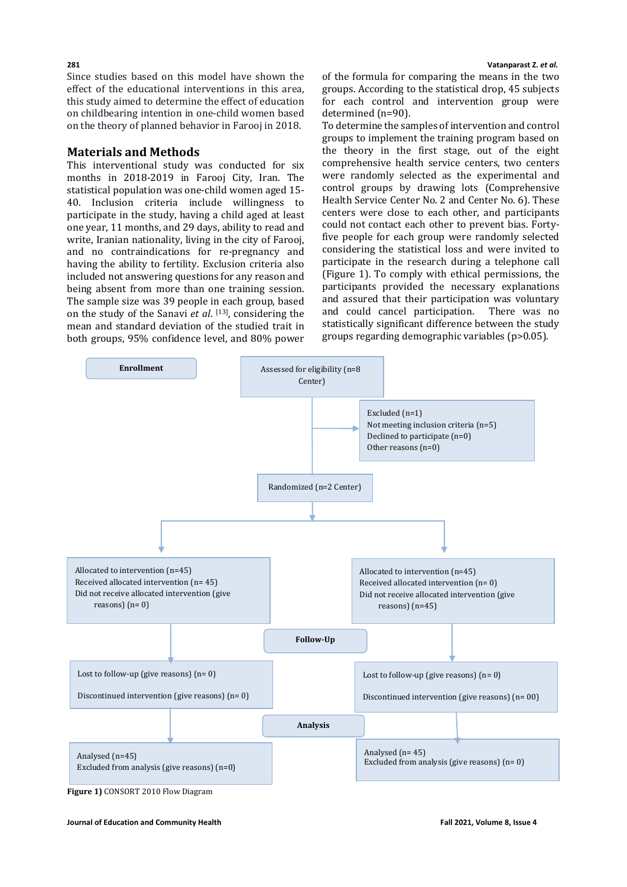Since studies based on this model have shown the effect of the educational interventions in this area, this study aimed to determine the effect of education on childbearing intention in one-child women based on the theory of planned behavior in Farooj in 2018.

## Materials and Methods

This interventional study was conducted for six months in 2018-2019 in Farooj City, Iran. The statistical population was one-child women aged 15-40. Inclusion criteria include willingness to participate in the study, having a child aged at least one year, 11 months, and 29 days, ability to read and write, Iranian nationality, living in the city of Farooj, and no contraindications for re-pregnancy and having the ability to fertility. Exclusion criteria also included not answering questions for any reason and being absent from more than one training session. The sample size was 39 people in each group, based on the study of the Sanavi *et al.* [13], considering the mean and standard deviation of the studied trait in both groups, 95% confidence level, and 80% power of the formula for comparing the means in the two groups. According to the statistical drop, 45 subjects for each control and intervention group were determined (n=90).

To determine the samples of intervention and control groups to implement the training program based on the theory in the first stage, out of the eight comprehensive health service centers, two centers were randomly selected as the experimental and control groups by drawing lots (Comprehensive Health Service Center No. 2 and Center No. 6). These centers were close to each other, and participants could not contact each other to prevent bias. Forty-five people for each group were randomly selected considering the statistical loss and were invited to participate in the research during a telephone call (Figure 1). To comply with ethical permissions, the participants provided the necessary explanations and assured that their participation was voluntary and could cancel participation. There was no statistically significant difference between the study groups regarding demographic variables (p>0.05).

**Enrollment**

Assessed for eligibility (n=8 Center)

Excluded (n=1)
Not meeting inclusion criteria (n=5)
Declined to participate (n=0)
Other reasons (n=0)

Randomized (n=2 Center)

Allocated to intervention (n=45)
Received allocated intervention (n= 45)
Did not receive allocated intervention (give reasons) (n= 0)

Allocated to intervention (n=45)
Received allocated intervention (n= 0)
Did not receive allocated intervention (give reasons) (n=45)

**Follow-Up**

Lost to follow-up (give reasons) (n= 0)
Discontinued intervention (give reasons) (n= 0)

Lost to follow-up (give reasons) (n= 0)
Discontinued intervention (give reasons) (n= 00)

**Analysis**

Analysed (n=45)
Excluded from analysis (give reasons) (n=0)

Analysed (n= 45)
Excluded from analysis (give reasons) (n= 0)

**Figure 1)** CONSORT 2010 Flow Diagram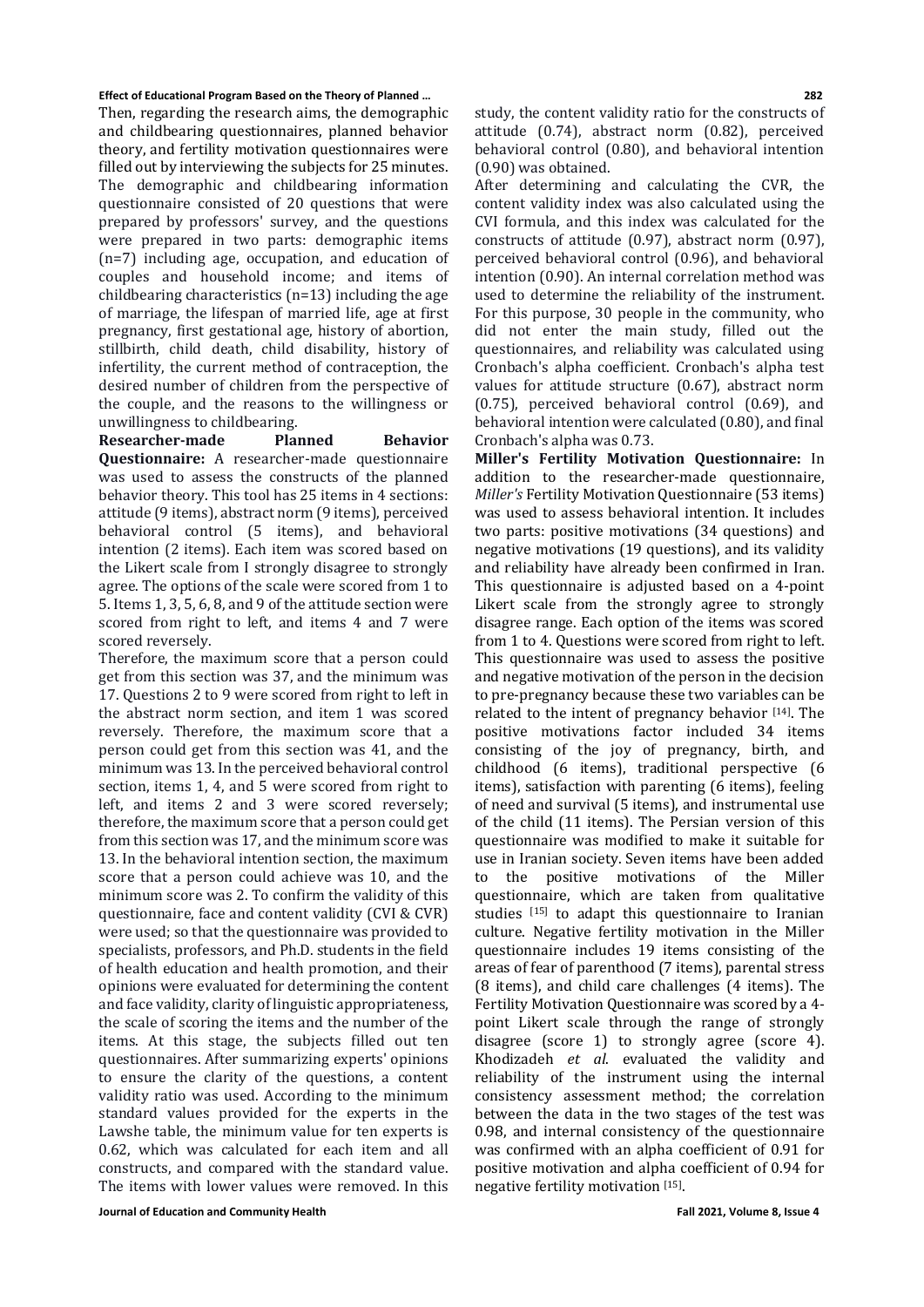Then, regarding the research aims, the demographic and childbearing questionnaires, planned behavior theory, and fertility motivation questionnaires were filled out by interviewing the subjects for 25 minutes. The demographic and childbearing information questionnaire consisted of 20 questions that were prepared by professors' survey, and the questions were prepared in two parts: demographic items (n=7) including age, occupation, and education of couples and household income; and items of childbearing characteristics (n=13) including the age of marriage, the lifespan of married life, age at first pregnancy, first gestational age, history of abortion, stillbirth, child death, child disability, history of infertility, the current method of contraception, the desired number of children from the perspective of the couple, and the reasons to the willingness or unwillingness to childbearing.

**Researcher-made Planned Behavior Questionnaire:** A researcher-made questionnaire was used to assess the constructs of the planned behavior theory. This tool has 25 items in 4 sections: attitude (9 items), abstract norm (9 items), perceived behavioral control (5 items), and behavioral intention (2 items). Each item was scored based on the Likert scale from I strongly disagree to strongly agree. The options of the scale were scored from 1 to 5. Items 1, 3, 5, 6, 8, and 9 of the attitude section were scored from right to left, and items 4 and 7 were scored reversely.

Therefore, the maximum score that a person could get from this section was 37, and the minimum was 17. Questions 2 to 9 were scored from right to left in the abstract norm section, and item 1 was scored reversely. Therefore, the maximum score that a person could get from this section was 41, and the minimum was 13. In the perceived behavioral control section, items 1, 4, and 5 were scored from right to left, and items 2 and 3 were scored reversely; therefore, the maximum score that a person could get from this section was 17, and the minimum score was 13. In the behavioral intention section, the maximum score that a person could achieve was 10, and the minimum score was 2. To confirm the validity of this questionnaire, face and content validity (CVI & CVR) were used; so that the questionnaire was provided to specialists, professors, and Ph.D. students in the field of health education and health promotion, and their opinions were evaluated for determining the content and face validity, clarity of linguistic appropriateness, the scale of scoring the items and the number of the items. At this stage, the subjects filled out ten questionnaires. After summarizing experts' opinions to ensure the clarity of the questions, a content validity ratio was used. According to the minimum standard values provided for the experts in the Lawshe table, the minimum value for ten experts is 0.62, which was calculated for each item and all constructs, and compared with the standard value. The items with lower values were removed. In this study, the content validity ratio for the constructs of attitude (0.74), abstract norm (0.82), perceived behavioral control (0.80), and behavioral intention (0.90) was obtained.

After determining and calculating the CVR, the content validity index was also calculated using the CVI formula, and this index was calculated for the constructs of attitude (0.97), abstract norm (0.97), perceived behavioral control (0.96), and behavioral intention (0.90). An internal correlation method was used to determine the reliability of the instrument. For this purpose, 30 people in the community, who did not enter the main study, filled out the questionnaires, and reliability was calculated using Cronbach's alpha coefficient. Cronbach's alpha test values for attitude structure (0.67), abstract norm (0.75), perceived behavioral control (0.69), and behavioral intention were calculated (0.80), and final Cronbach's alpha was 0.73.

**Miller's Fertility Motivation Questionnaire:** In addition to the researcher-made questionnaire, *Miller's* Fertility Motivation Questionnaire (53 items) was used to assess behavioral intention. It includes two parts: positive motivations (34 questions) and negative motivations (19 questions), and its validity and reliability have already been confirmed in Iran. This questionnaire is adjusted based on a 4-point Likert scale from the strongly agree to strongly disagree range. Each option of the items was scored from 1 to 4. Questions were scored from right to left. This questionnaire was used to assess the positive and negative motivation of the person in the decision to pre-pregnancy because these two variables can be related to the intent of pregnancy behavior [14]. The positive motivations factor included 34 items consisting of the joy of pregnancy, birth, and childhood (6 items), traditional perspective (6 items), satisfaction with parenting (6 items), feeling of need and survival (5 items), and instrumental use of the child (11 items). The Persian version of this questionnaire was modified to make it suitable for use in Iranian society. Seven items have been added to the positive motivations of the Miller questionnaire, which are taken from qualitative studies [15] to adapt this questionnaire to Iranian culture. Negative fertility motivation in the Miller questionnaire includes 19 items consisting of the areas of fear of parenthood (7 items), parental stress (8 items), and child care challenges (4 items). The Fertility Motivation Questionnaire was scored by a 4-point Likert scale through the range of strongly disagree (score 1) to strongly agree (score 4). Khodizadeh *et al*. evaluated the validity and reliability of the instrument using the internal consistency assessment method; the correlation between the data in the two stages of the test was 0.98, and internal consistency of the questionnaire was confirmed with an alpha coefficient of 0.91 for positive motivation and alpha coefficient of 0.94 for negative fertility motivation [15].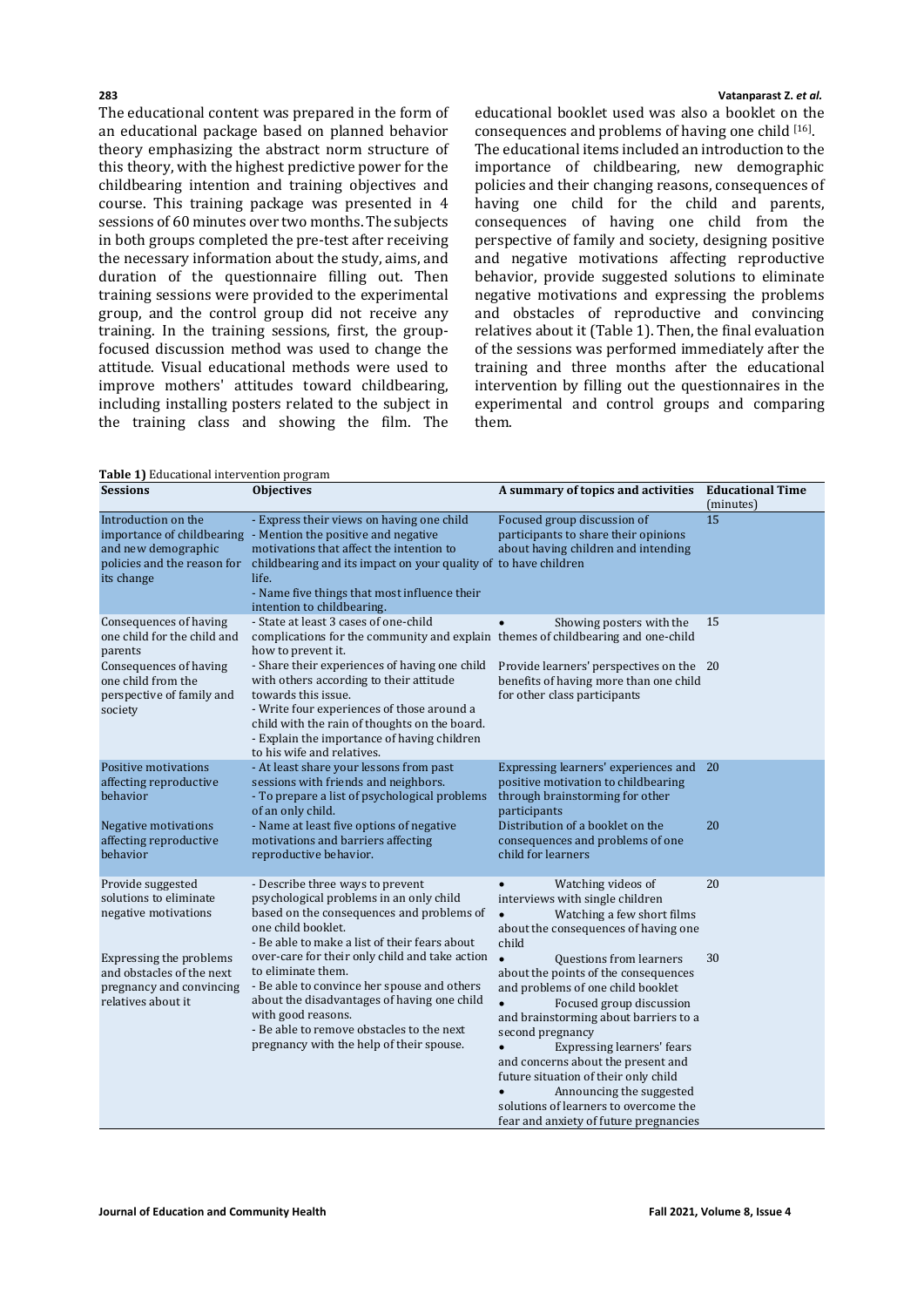The educational content was prepared in the form of an educational package based on planned behavior theory emphasizing the abstract norm structure of this theory, with the highest predictive power for the childbearing intention and training objectives and course. This training package was presented in 4 sessions of 60 minutes over two months. The subjects in both groups completed the pre-test after receiving the necessary information about the study, aims, and duration of the questionnaire filling out. Then training sessions were provided to the experimental group, and the control group did not receive any training. In the training sessions, first, the group-focused discussion method was used to change the attitude. Visual educational methods were used to improve mothers' attitudes toward childbearing, including installing posters related to the subject in the training class and showing the film. The educational booklet used was also a booklet on the consequences and problems of having one child [16]. The educational items included an introduction to the importance of childbearing, new demographic policies and their changing reasons, consequences of having one child for the child and parents, consequences of having one child from the perspective of family and society, designing positive and negative motivations affecting reproductive behavior, provide suggested solutions to eliminate negative motivations and expressing the problems and obstacles of reproductive and convincing relatives about it (Table 1). Then, the final evaluation of the sessions was performed immediately after the training and three months after the educational intervention by filling out the questionnaires in the experimental and control groups and comparing them.

**Table 1)** Educational intervention program

| Sessions | Objectives | A summary of topics and activities | Educational Time (minutes) |
|---|---|---|---|
| Introduction on the importance of childbearing and new demographic policies and the reason for its change | - Express their views on having one child<br>- Mention the positive and negative motivations that affect the intention to childbearing and its impact on your quality of life.<br>- Name five things that most influence their intention to childbearing. | Focused group discussion of participants to share their opinions about having children and intending to have children | 15 |
| Consequences of having one child for the child and parents | - State at least 3 cases of one-child complications for the community and explain how to prevent it. | • Showing posters with the themes of childbearing and one-child | 15 |
| Consequences of having one child from the perspective of family and society | - Share their experiences of having one child with others according to their attitude towards this issue.<br>- Write four experiences of those around a child with the rain of thoughts on the board.<br>- Explain the importance of having children to his wife and relatives. | Provide learners' perspectives on the benefits of having more than one child for other class participants | 20 |
| Positive motivations affecting reproductive behavior | - At least share your lessons from past sessions with friends and neighbors.<br>- To prepare a list of psychological problems of an only child. | Expressing learners' experiences and positive motivation to childbearing through brainstorming for other participants | 20 |
| Negative motivations affecting reproductive behavior | - Name at least five options of negative motivations and barriers affecting reproductive behavior. | Distribution of a booklet on the consequences and problems of one child for learners | 20 |
| Provide suggested solutions to eliminate negative motivations | - Describe three ways to prevent psychological problems in an only child based on the consequences and problems of one child booklet.<br>- Be able to make a list of their fears about over-care for their only child and take action to eliminate them. | • Watching videos of interviews with single children<br>• Watching a few short films about the consequences of having one child | 20 |
| Expressing the problems and obstacles of the next pregnancy and convincing relatives about it | - Be able to convince her spouse and others about the disadvantages of having one child with good reasons.<br>- Be able to remove obstacles to the next pregnancy with the help of their spouse. | • Questions from learners about the points of the consequences and problems of one child booklet<br>• Focused group discussion and brainstorming about barriers to a second pregnancy<br>• Expressing learners' fears and concerns about the present and future situation of their only child<br>• Announcing the suggested solutions of learners to overcome the fear and anxiety of future pregnancies | 30 |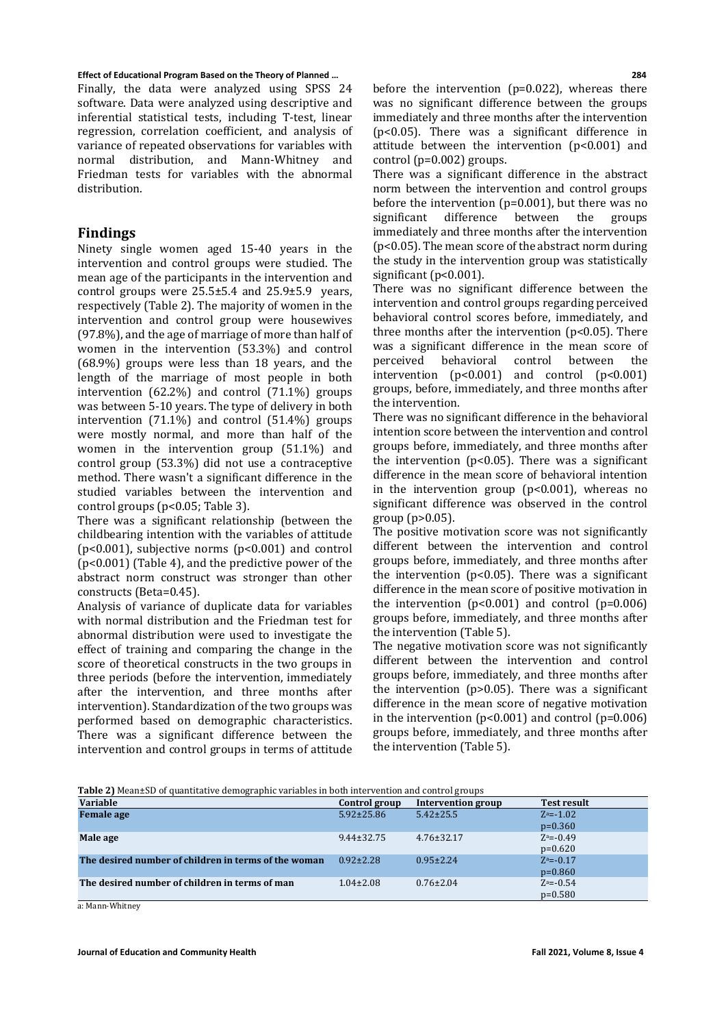Finally, the data were analyzed using SPSS 24 software. Data were analyzed using descriptive and inferential statistical tests, including T-test, linear regression, correlation coefficient, and analysis of variance of repeated observations for variables with normal distribution, and Mann-Whitney and Friedman tests for variables with the abnormal distribution.

## Findings

Ninety single women aged 15-40 years in the intervention and control groups were studied. The mean age of the participants in the intervention and control groups were 25.5±5.4 and 25.9±5.9 years, respectively (Table 2). The majority of women in the intervention and control group were housewives (97.8%), and the age of marriage of more than half of women in the intervention (53.3%) and control (68.9%) groups were less than 18 years, and the length of the marriage of most people in both intervention (62.2%) and control (71.1%) groups was between 5-10 years. The type of delivery in both intervention (71.1%) and control (51.4%) groups were mostly normal, and more than half of the women in the intervention group (51.1%) and control group (53.3%) did not use a contraceptive method. There wasn't a significant difference in the studied variables between the intervention and control groups ($p<0.05$; Table 3).

There was a significant relationship (between the childbearing intention with the variables of attitude ($p<0.001$), subjective norms ($p<0.001$) and control ($p<0.001$) (Table 4), and the predictive power of the abstract norm construct was stronger than other constructs (Beta=0.45).

Analysis of variance of duplicate data for variables with normal distribution and the Friedman test for abnormal distribution were used to investigate the effect of training and comparing the change in the score of theoretical constructs in the two groups in three periods (before the intervention, immediately after the intervention, and three months after intervention). Standardization of the two groups was performed based on demographic characteristics. There was a significant difference between the intervention and control groups in terms of attitude before the intervention ($p=0.022$), whereas there was no significant difference between the groups immediately and three months after the intervention ($p<0.05$). There was a significant difference in attitude between the intervention ($p<0.001$) and control ($p=0.002$) groups.

There was a significant difference in the abstract norm between the intervention and control groups before the intervention ($p=0.001$), but there was no significant difference between the groups immediately and three months after the intervention ($p<0.05$). The mean score of the abstract norm during the study in the intervention group was statistically significant ($p<0.001$).

There was no significant difference between the intervention and control groups regarding perceived behavioral control scores before, immediately, and three months after the intervention ($p<0.05$). There was a significant difference in the mean score of perceived behavioral control between the intervention ($p<0.001$) and control ($p<0.001$) groups, before, immediately, and three months after the intervention.

There was no significant difference in the behavioral intention score between the intervention and control groups before, immediately, and three months after the intervention ($p<0.05$). There was a significant difference in the mean score of behavioral intention in the intervention group ($p<0.001$), whereas no significant difference was observed in the control group ($p>0.05$).

The positive motivation score was not significantly different between the intervention and control groups before, immediately, and three months after the intervention ($p<0.05$). There was a significant difference in the mean score of positive motivation in the intervention ($p<0.001$) and control ($p=0.006$) groups before, immediately, and three months after the intervention (Table 5).

The negative motivation score was not significantly different between the intervention and control groups before, immediately, and three months after the intervention ($p>0.05$). There was a significant difference in the mean score of negative motivation in the intervention ($p<0.001$) and control ($p=0.006$) groups before, immediately, and three months after the intervention (Table 5).

**Table 2)** Mean±SD of quantitative demographic variables in both intervention and control groups

| Variable | Control group | Intervention group | Test result |
|---|---|---|---|
| **Female age** | 5.92±25.86 | 5.42±25.5 | $Z^a$=-1.02 p=0.360 |
| **Male age** | 9.44±32.75 | 4.76±32.17 | $Z^a$=-0.49 p=0.620 |
| **The desired number of children in terms of the woman** | 0.92±2.28 | 0.95±2.24 | $Z^a$=-0.17 p=0.860 |
| **The desired number of children in terms of man** | 1.04±2.08 | 0.76±2.04 | $Z^a$=-0.54 p=0.580 |

a: Mann-Whitney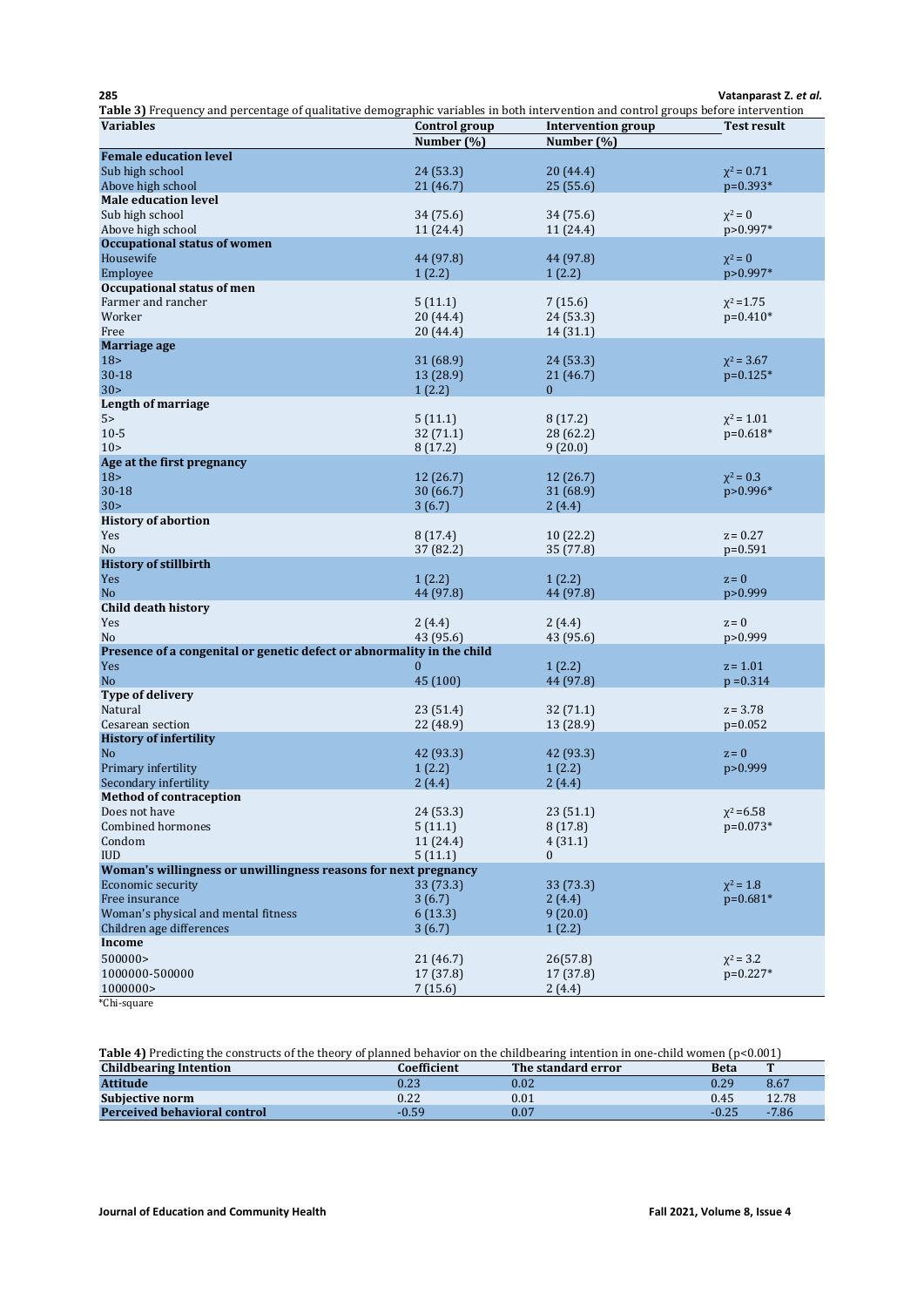**Table 3)** Frequency and percentage of qualitative demographic variables in both intervention and control groups before intervention

| Variables | Control group | Intervention group | Test result |
|---|---|---|---|
| | Number (%) | Number (%) | |
| **Female education level** | | | |
| Sub high school | 24 (53.3) | 20 (44.4) | $\chi^2 = 0.71$ |
| Above high school | 21 (46.7) | 25 (55.6) | p=0.393* |
| **Male education level** | | | |
| Sub high school | 34 (75.6) | 34 (75.6) | $\chi^2 = 0$ |
| Above high school | 11 (24.4) | 11 (24.4) | p>0.997* |
| **Occupational status of women** | | | |
| Housewife | 44 (97.8) | 44 (97.8) | $\chi^2 = 0$ |
| Employee | 1 (2.2) | 1 (2.2) | p>0.997* |
| **Occupational status of men** | | | |
| Farmer and rancher | 5 (11.1) | 7 (15.6) | $\chi^2 = 1.75$ |
| Worker | 20 (44.4) | 24 (53.3) | p=0.410* |
| Free | 20 (44.4) | 14 (31.1) | |
| **Marriage age** | | | |
| 18> | 31 (68.9) | 24 (53.3) | $\chi^2 = 3.67$ |
| 30-18 | 13 (28.9) | 21 (46.7) | p=0.125* |
| 30> | 1 (2.2) | 0 | |
| **Length of marriage** | | | |
| 5> | 5 (11.1) | 8 (17.2) | $\chi^2 = 1.01$ |
| 10-5 | 32 (71.1) | 28 (62.2) | p=0.618* |
| 10> | 8 (17.2) | 9 (20.0) | |
| **Age at the first pregnancy** | | | |
| 18> | 12 (26.7) | 12 (26.7) | $\chi^2 = 0.3$ |
| 30-18 | 30 (66.7) | 31 (68.9) | p>0.996* |
| 30> | 3 (6.7) | 2 (4.4) | |
| **History of abortion** | | | |
| Yes | 8 (17.4) | 10 (22.2) | z = 0.27 |
| No | 37 (82.2) | 35 (77.8) | p=0.591 |
| **History of stillbirth** | | | |
| Yes | 1 (2.2) | 1 (2.2) | z = 0 |
| No | 44 (97.8) | 44 (97.8) | p>0.999 |
| **Child death history** | | | |
| Yes | 2 (4.4) | 2 (4.4) | z = 0 |
| No | 43 (95.6) | 43 (95.6) | p>0.999 |
| **Presence of a congenital or genetic defect or abnormality in the child** | | | |
| Yes | 0 | 1 (2.2) | z = 1.01 |
| No | 45 (100) | 44 (97.8) | p =0.314 |
| **Type of delivery** | | | |
| Natural | 23 (51.4) | 32 (71.1) | z = 3.78 |
| Cesarean section | 22 (48.9) | 13 (28.9) | p=0.052 |
| **History of infertility** | | | |
| No | 42 (93.3) | 42 (93.3) | z = 0 |
| Primary infertility | 1 (2.2) | 1 (2.2) | p>0.999 |
| Secondary infertility | 2 (4.4) | 2 (4.4) | |
| **Method of contraception** | | | |
| Does not have | 24 (53.3) | 23 (51.1) | $\chi^2 = 6.58$ |
| Combined hormones | 5 (11.1) | 8 (17.8) | p=0.073* |
| Condom | 11 (24.4) | 4 (31.1) | |
| IUD | 5 (11.1) | 0 | |
| **Woman's willingness or unwillingness reasons for next pregnancy** | | | |
| Economic security | 33 (73.3) | 33 (73.3) | $\chi^2 = 1.8$ |
| Free insurance | 3 (6.7) | 2 (4.4) | p=0.681* |
| Woman's physical and mental fitness | 6 (13.3) | 9 (20.0) | |
| Children age differences | 3 (6.7) | 1 (2.2) | |
| **Income** | | | |
| 500000> | 21 (46.7) | 26(57.8) | $\chi^2 = 3.2$ |
| 1000000-500000 | 17 (37.8) | 17 (37.8) | p=0.227* |
| 1000000> | 7 (15.6) | 2 (4.4) | |

*Chi-square

**Table 4)** Predicting the constructs of the theory of planned behavior on the childbearing intention in one-child women ($p<0.001$)

| Childbearing Intention | Coefficient | The standard error | Beta | T |
|---|---|---|---|---|
| **Attitude** | 0.23 | 0.02 | 0.29 | 8.67 |
| **Subjective norm** | 0.22 | 0.01 | 0.45 | 12.78 |
| **Perceived behavioral control** | -0.59 | 0.07 | -0.25 | -7.86 |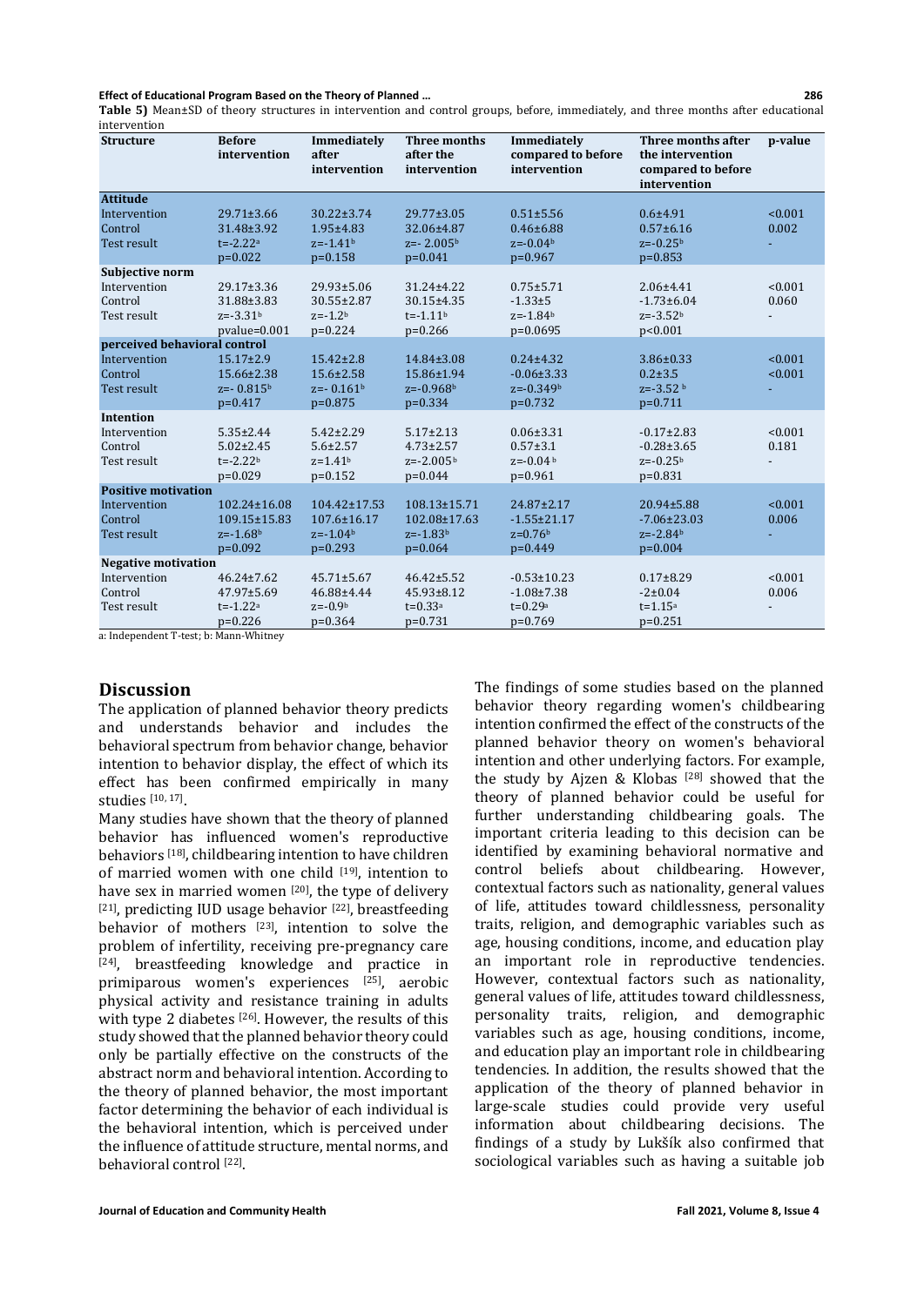**Table 5)** Mean±SD of theory structures in intervention and control groups, before, immediately, and three months after educational intervention

| Structure | Before intervention | Immediately after intervention | Three months after the intervention | Immediately compared to before intervention | Three months after the intervention compared to before intervention | p-value |
|---|---|---|---|---|---|---|
| **Attitude** | | | | | | |
| Intervention | 29.71±3.66 | 30.22±3.74 | 29.77±3.05 | 0.51±5.56 | 0.6±4.91 | <0.001 |
| Control | 31.48±3.92 | 1.95±4.83 | 32.06±4.87 | 0.46±6.88 | 0.57±6.16 | 0.002 |
| Test result | t=-2.22[a] p=0.022 | z=-1.41[b] p=0.158 | z=- 2.005[b] p=0.041 | z=-0.04[b] p=0.967 | z=-0.25[b] p=0.853 | - |
| **Subjective norm** | | | | | | |
| Intervention | 29.17±3.36 | 29.93±5.06 | 31.24±4.22 | 0.75±5.71 | 2.06±4.41 | <0.001 |
| Control | 31.88±3.83 | 30.55±2.87 | 30.15±4.35 | -1.33±5 | -1.73±6.04 | 0.060 |
| Test result | z=-3.31[b] pvalue=0.001 | z=-1.2[b] p=0.224 | t=-1.11[b] p=0.266 | z=-1.84[b] p=0.0695 | z=-3.52[b] p<0.001 | - |
| **perceived behavioral control** | | | | | | |
| Intervention | 15.17±2.9 | 15.42±2.8 | 14.84±3.08 | 0.24±4.32 | 3.86±0.33 | <0.001 |
| Control | 15.66±2.38 | 15.6±2.58 | 15.86±1.94 | -0.06±3.33 | 0.2±3.5 | <0.001 |
| Test result | z=- 0.815[b] p=0.417 | z=- 0.161[b] p=0.875 | z=-0.968[b] p=0.334 | z=-0.349[b] p=0.732 | z=-3.52 [b] p=0.711 | - |
| **Intention** | | | | | | |
| Intervention | 5.35±2.44 | 5.42±2.29 | 5.17±2.13 | 0.06±3.31 | -0.17±2.83 | <0.001 |
| Control | 5.02±2.45 | 5.6±2.57 | 4.73±2.57 | 0.57±3.1 | -0.28±3.65 | 0.181 |
| Test result | t=-2.22[b] p=0.029 | z=1.41[b] p=0.152 | z=-2.005[b] p=0.044 | z=-0.04 [b] p=0.961 | z=-0.25[b] p=0.831 | - |
| **Positive motivation** | | | | | | |
| Intervention | 102.24±16.08 | 104.42±17.53 | 108.13±15.71 | 24.87±2.17 | 20.94±5.88 | <0.001 |
| Control | 109.15±15.83 | 107.6±16.17 | 102.08±17.63 | -1.55±21.17 | -7.06±23.03 | 0.006 |
| Test result | z=-1.68[b] p=0.092 | z=-1.04[b] p=0.293 | z=-1.83[b] p=0.064 | z=0.76[b] p=0.449 | z=-2.84[b] p=0.004 | - |
| **Negative motivation** | | | | | | |
| Intervention | 46.24±7.62 | 45.71±5.67 | 46.42±5.52 | -0.53±10.23 | 0.17±8.29 | <0.001 |
| Control | 47.97±5.69 | 46.88±4.44 | 45.93±8.12 | -1.08±7.38 | -2±0.04 | 0.006 |
| Test result | t=-1.22[a] p=0.226 | z=-0.9[b] p=0.364 | t=0.33[a] p=0.731 | t=0.29[a] p=0.769 | t=1.15[a] p=0.251 | - |

a: Independent T-test; b: Mann-Whitney

## Discussion

The application of planned behavior theory predicts and understands behavior and includes the behavioral spectrum from behavior change, behavior intention to behavior display, the effect of which its effect has been confirmed empirically in many studies [10, 17].

Many studies have shown that the theory of planned behavior has influenced women's reproductive behaviors [18], childbearing intention to have children of married women with one child [19], intention to have sex in married women [20], the type of delivery [21], predicting IUD usage behavior [22], breastfeeding behavior of mothers [23], intention to solve the problem of infertility, receiving pre-pregnancy care [24], breastfeeding knowledge and practice in primiparous women's experiences [25], aerobic physical activity and resistance training in adults with type 2 diabetes [26]. However, the results of this study showed that the planned behavior theory could only be partially effective on the constructs of the abstract norm and behavioral intention. According to the theory of planned behavior, the most important factor determining the behavior of each individual is the behavioral intention, which is perceived under the influence of attitude structure, mental norms, and behavioral control [22].

The findings of some studies based on the planned behavior theory regarding women's childbearing intention confirmed the effect of the constructs of the planned behavior theory on women's behavioral intention and other underlying factors. For example, the study by Ajzen & Klobas [28] showed that the theory of planned behavior could be useful for further understanding childbearing goals. The important criteria leading to this decision can be identified by examining behavioral normative and control beliefs about childbearing. However, contextual factors such as nationality, general values of life, attitudes toward childlessness, personality traits, religion, and demographic variables such as age, housing conditions, income, and education play an important role in reproductive tendencies. However, contextual factors such as nationality, general values of life, attitudes toward childlessness, personality traits, religion, and demographic variables such as age, housing conditions, income, and education play an important role in childbearing tendencies. In addition, the results showed that the application of the theory of planned behavior in large-scale studies could provide very useful information about childbearing decisions. The findings of a study by Lukšík also confirmed that sociological variables such as having a suitable job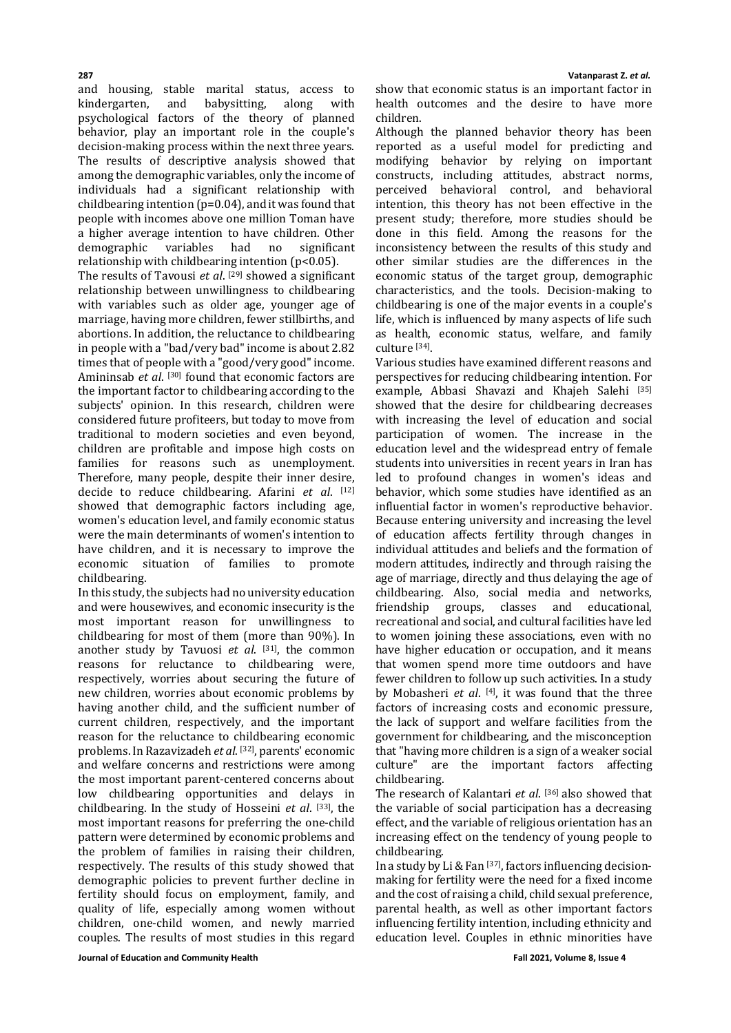and housing, stable marital status, access to kindergarten, and babysitting, along with psychological factors of the theory of planned behavior, play an important role in the couple's decision-making process within the next three years. The results of descriptive analysis showed that among the demographic variables, only the income of individuals had a significant relationship with childbearing intention ($p=0.04$), and it was found that people with incomes above one million Toman have a higher average intention to have children. Other demographic variables had no significant relationship with childbearing intention ($p<0.05$).

The results of Tavousi *et al*. [29] showed a significant relationship between unwillingness to childbearing with variables such as older age, younger age of marriage, having more children, fewer stillbirths, and abortions. In addition, the reluctance to childbearing in people with a "bad/very bad" income is about 2.82 times that of people with a "good/very good" income. Amininsab *et al*. [30] found that economic factors are the important factor to childbearing according to the subjects' opinion. In this research, children were considered future profiteers, but today to move from traditional to modern societies and even beyond, children are profitable and impose high costs on families for reasons such as unemployment. Therefore, many people, despite their inner desire, decide to reduce childbearing. Afarini *et al*. [12] showed that demographic factors including age, women's education level, and family economic status were the main determinants of women's intention to have children, and it is necessary to improve the economic situation of families to promote childbearing.

In this study, the subjects had no university education and were housewives, and economic insecurity is the most important reason for unwillingness to childbearing for most of them (more than 90%). In another study by Tavuosi *et al*. [31], the common reasons for reluctance to childbearing were, respectively, worries about securing the future of new children, worries about economic problems by having another child, and the sufficient number of current children, respectively, and the important reason for the reluctance to childbearing economic problems. In Razavizadeh *et al*. [32], parents' economic and welfare concerns and restrictions were among the most important parent-centered concerns about low childbearing opportunities and delays in childbearing. In the study of Hosseini *et al*. [33], the most important reasons for preferring the one-child pattern were determined by economic problems and the problem of families in raising their children, respectively. The results of this study showed that demographic policies to prevent further decline in fertility should focus on employment, family, and quality of life, especially among women without children, one-child women, and newly married couples. The results of most studies in this regard show that economic status is an important factor in health outcomes and the desire to have more children.

Although the planned behavior theory has been reported as a useful model for predicting and modifying behavior by relying on important constructs, including attitudes, abstract norms, perceived behavioral control, and behavioral intention, this theory has not been effective in the present study; therefore, more studies should be done in this field. Among the reasons for the inconsistency between the results of this study and other similar studies are the differences in the economic status of the target group, demographic characteristics, and the tools. Decision-making to childbearing is one of the major events in a couple's life, which is influenced by many aspects of life such as health, economic status, welfare, and family culture [34].

Various studies have examined different reasons and perspectives for reducing childbearing intention. For example, Abbasi Shavazi and Khajeh Salehi [35] showed that the desire for childbearing decreases with increasing the level of education and social participation of women. The increase in the education level and the widespread entry of female students into universities in recent years in Iran has led to profound changes in women's ideas and behavior, which some studies have identified as an influential factor in women's reproductive behavior. Because entering university and increasing the level of education affects fertility through changes in individual attitudes and beliefs and the formation of modern attitudes, indirectly and through raising the age of marriage, directly and thus delaying the age of childbearing. Also, social media and networks, friendship groups, classes and educational, recreational and social, and cultural facilities have led to women joining these associations, even with no have higher education or occupation, and it means that women spend more time outdoors and have fewer children to follow up such activities. In a study by Mobasheri *et al*. [4], it was found that the three factors of increasing costs and economic pressure, the lack of support and welfare facilities from the government for childbearing, and the misconception that "having more children is a sign of a weaker social culture" are the important factors affecting childbearing.

The research of Kalantari *et al*. [36] also showed that the variable of social participation has a decreasing effect, and the variable of religious orientation has an increasing effect on the tendency of young people to childbearing.

In a study by Li & Fan [37], factors influencing decision-making for fertility were the need for a fixed income and the cost of raising a child, child sexual preference, parental health, as well as other important factors influencing fertility intention, including ethnicity and education level. Couples in ethnic minorities have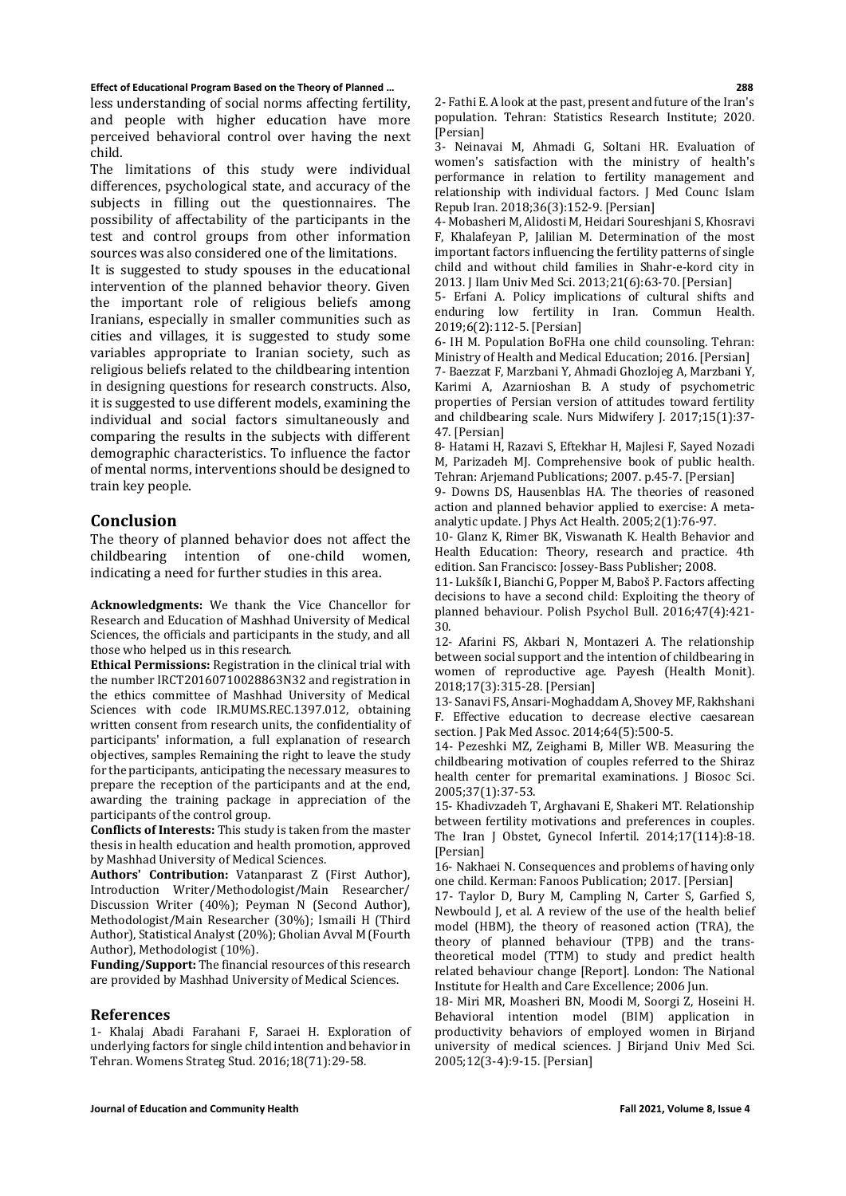less understanding of social norms affecting fertility, and people with higher education have more perceived behavioral control over having the next child.

The limitations of this study were individual differences, psychological state, and accuracy of the subjects in filling out the questionnaires. The possibility of affectability of the participants in the test and control groups from other information sources was also considered one of the limitations.

It is suggested to study spouses in the educational intervention of the planned behavior theory. Given the important role of religious beliefs among Iranians, especially in smaller communities such as cities and villages, it is suggested to study some variables appropriate to Iranian society, such as religious beliefs related to the childbearing intention in designing questions for research constructs. Also, it is suggested to use different models, examining the individual and social factors simultaneously and comparing the results in the subjects with different demographic characteristics. To influence the factor of mental norms, interventions should be designed to train key people.

## Conclusion

The theory of planned behavior does not affect the childbearing intention of one-child women, indicating a need for further studies in this area.

**Acknowledgments:** We thank the Vice Chancellor for Research and Education of Mashhad University of Medical Sciences, the officials and participants in the study, and all those who helped us in this research.

**Ethical Permissions:** Registration in the clinical trial with the number IRCT20160710028863N32 and registration in the ethics committee of Mashhad University of Medical Sciences with code IR.MUMS.REC.1397.012, obtaining written consent from research units, the confidentiality of participants' information, a full explanation of research objectives, samples Remaining the right to leave the study for the participants, anticipating the necessary measures to prepare the reception of the participants and at the end, awarding the training package in appreciation of the participants of the control group.

**Conflicts of Interests:** This study is taken from the master thesis in health education and health promotion, approved by Mashhad University of Medical Sciences.

**Authors' Contribution:** Vatanparast Z (First Author), Introduction Writer/Methodologist/Main Researcher/ Discussion Writer (40%); Peyman N (Second Author), Methodologist/Main Researcher (30%); Ismaili H (Third Author), Statistical Analyst (20%); Gholian Avval M (Fourth Author), Methodologist (10%).

**Funding/Support:** The financial resources of this research are provided by Mashhad University of Medical Sciences.

## References

1- Khalaj Abadi Farahani F, Saraei H. Exploration of underlying factors for single child intention and behavior in Tehran. Womens Strateg Stud. 2016;18(71):29-58.

2- Fathi E. A look at the past, present and future of the Iran's population. Tehran: Statistics Research Institute; 2020. [Persian]

3- Neinavai M, Ahmadi G, Soltani HR. Evaluation of women's satisfaction with the ministry of health's performance in relation to fertility management and relationship with individual factors. J Med Counc Islam Repub Iran. 2018;36(3):152-9. [Persian]

4- Mobasheri M, Alidosti M, Heidari Soureshjani S, Khosravi F, Khalafeyan P, Jalilian M. Determination of the most important factors influencing the fertility patterns of single child and without child families in Shahr-e-kord city in 2013. J Ilam Univ Med Sci. 2013;21(6):63-70. [Persian]

5- Erfani A. Policy implications of cultural shifts and enduring low fertility in Iran. Commun Health. 2019;6(2):112-5. [Persian]

6- IH M. Population BoFHa one child counsoling. Tehran: Ministry of Health and Medical Education; 2016. [Persian]

7- Baezzat F, Marzbani Y, Ahmadi Ghozlojeg A, Marzbani Y, Karimi A, Azarnioshan B. A study of psychometric properties of Persian version of attitudes toward fertility and childbearing scale. Nurs Midwifery J. 2017;15(1):37-47. [Persian]

8- Hatami H, Razavi S, Eftekhar H, Majlesi F, Sayed Nozadi M, Parizadeh MJ. Comprehensive book of public health. Tehran: Arjemand Publications; 2007. p.45-7. [Persian]

9- Downs DS, Hausenblas HA. The theories of reasoned action and planned behavior applied to exercise: A meta-analytic update. J Phys Act Health. 2005;2(1):76-97.

10- Glanz K, Rimer BK, Viswanath K. Health Behavior and Health Education: Theory, research and practice. 4th edition. San Francisco: Jossey-Bass Publisher; 2008.

11- Lukšík I, Bianchi G, Popper M, Baboš P. Factors affecting decisions to have a second child: Exploiting the theory of planned behaviour. Polish Psychol Bull. 2016;47(4):421-30.

12- Afarini FS, Akbari N, Montazeri A. The relationship between social support and the intention of childbearing in women of reproductive age. Payesh (Health Monit). 2018;17(3):315-28. [Persian]

13- Sanavi FS, Ansari-Moghaddam A, Shovey MF, Rakhshani F. Effective education to decrease elective caesarean section. J Pak Med Assoc. 2014;64(5):500-5.

14- Pezeshki MZ, Zeighami B, Miller WB. Measuring the childbearing motivation of couples referred to the Shiraz health center for premarital examinations. J Biosoc Sci. 2005;37(1):37-53.

15- Khadivzadeh T, Arghavani E, Shakeri MT. Relationship between fertility motivations and preferences in couples. The Iran J Obstet, Gynecol Infertil. 2014;17(114):8-18. [Persian]

16- Nakhaei N. Consequences and problems of having only one child. Kerman: Fanoos Publication; 2017. [Persian]

17- Taylor D, Bury M, Campling N, Carter S, Garfied S, Newbould J, et al. A review of the use of the health belief model (HBM), the theory of reasoned action (TRA), the theory of planned behaviour (TPB) and the trans-theoretical model (TTM) to study and predict health related behaviour change [Report]. London: The National Institute for Health and Care Excellence; 2006 Jun.

18- Miri MR, Moasheri BN, Moodi M, Soorgi Z, Hoseini H. Behavioral intention model (BIM) application in productivity behaviors of employed women in Birjand university of medical sciences. J Birjand Univ Med Sci. 2005;12(3-4):9-15. [Persian]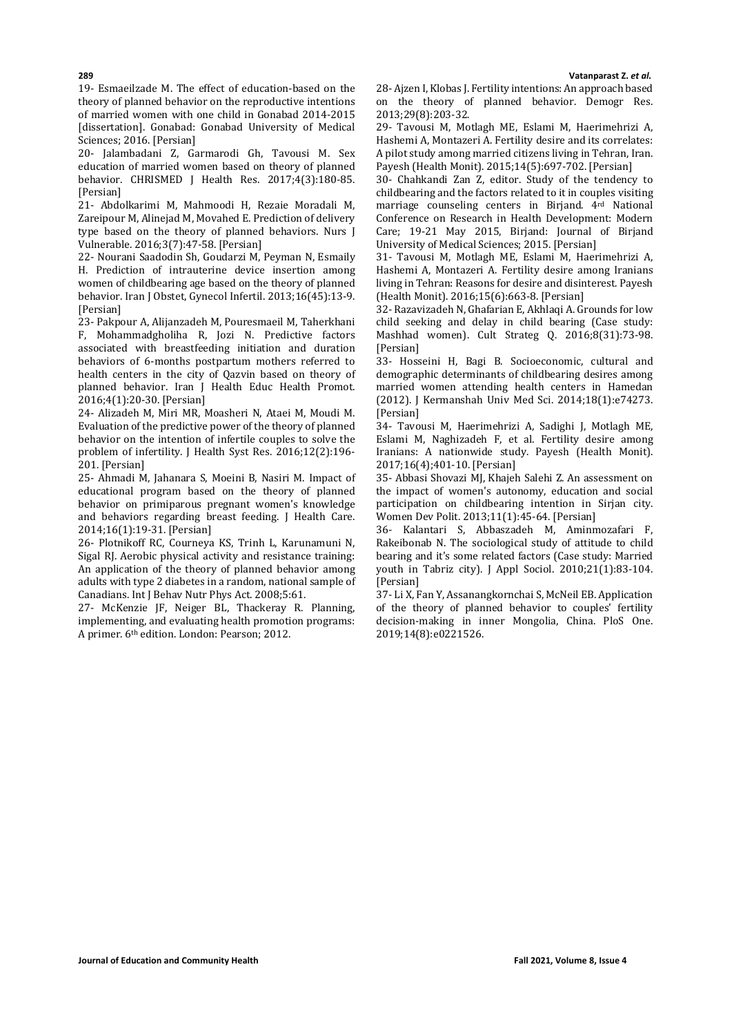19- Esmaeilzade M. The effect of education-based on the theory of planned behavior on the reproductive intentions of married women with one child in Gonabad 2014-2015 [dissertation]. Gonabad: Gonabad University of Medical Sciences; 2016. [Persian]

20- Jalambadani Z, Garmarodi Gh, Tavousi M. Sex education of married women based on theory of planned behavior. CHRISMED J Health Res. 2017;4(3):180-85. [Persian]

21- Abdolkarimi M, Mahmoodi H, Rezaie Moradali M, Zareipour M, Alinejad M, Movahed E. Prediction of delivery type based on the theory of planned behaviors. Nurs J Vulnerable. 2016;3(7):47-58. [Persian]

22- Nourani Saadodin Sh, Goudarzi M, Peyman N, Esmaily H. Prediction of intrauterine device insertion among women of childbearing age based on the theory of planned behavior. Iran J Obstet, Gynecol Infertil. 2013;16(45):13-9. [Persian]

23- Pakpour A, Alijanzadeh M, Pouresmaeil M, Taherkhani F, Mohammadgholiha R, Jozi N. Predictive factors associated with breastfeeding initiation and duration behaviors of 6-months postpartum mothers referred to health centers in the city of Qazvin based on theory of planned behavior. Iran J Health Educ Health Promot. 2016;4(1):20-30. [Persian]

24- Alizadeh M, Miri MR, Moasheri N, Ataei M, Moudi M. Evaluation of the predictive power of the theory of planned behavior on the intention of infertile couples to solve the problem of infertility. J Health Syst Res. 2016;12(2):196-201. [Persian]

25- Ahmadi M, Jahanara S, Moeini B, Nasiri M. Impact of educational program based on the theory of planned behavior on primiparous pregnant women's knowledge and behaviors regarding breast feeding. J Health Care. 2014;16(1):19-31. [Persian]

26- Plotnikoff RC, Courneya KS, Trinh L, Karunamuni N, Sigal RJ. Aerobic physical activity and resistance training: An application of the theory of planned behavior among adults with type 2 diabetes in a random, national sample of Canadians. Int J Behav Nutr Phys Act. 2008;5:61.

27- McKenzie JF, Neiger BL, Thackeray R. Planning, implementing, and evaluating health promotion programs: A primer. 6th edition. London: Pearson; 2012.

28- Ajzen I, Klobas J. Fertility intentions: An approach based on the theory of planned behavior. Demogr Res. 2013;29(8):203-32.

29- Tavousi M, Motlagh ME, Eslami M, Haerimehrizi A, Hashemi A, Montazeri A. Fertility desire and its correlates: A pilot study among married citizens living in Tehran, Iran. Payesh (Health Monit). 2015;14(5):697-702. [Persian]

30- Chahkandi Zan Z, editor. Study of the tendency to childbearing and the factors related to it in couples visiting marriage counseling centers in Birjand. 4rd National Conference on Research in Health Development: Modern Care; 19-21 May 2015, Birjand: Journal of Birjand University of Medical Sciences; 2015. [Persian]

31- Tavousi M, Motlagh ME, Eslami M, Haerimehrizi A, Hashemi A, Montazeri A. Fertility desire among Iranians living in Tehran: Reasons for desire and disinterest. Payesh (Health Monit). 2016;15(6):663-8. [Persian]

32- Razavizadeh N, Ghafarian E, Akhlaqi A. Grounds for low child seeking and delay in child bearing (Case study: Mashhad women). Cult Strateg Q. 2016;8(31):73-98. [Persian]

33- Hosseini H, Bagi B. Socioeconomic, cultural and demographic determinants of childbearing desires among married women attending health centers in Hamedan (2012). J Kermanshah Univ Med Sci. 2014;18(1):e74273. [Persian]

34- Tavousi M, Haerimehrizi A, Sadighi J, Motlagh ME, Eslami M, Naghizadeh F, et al. Fertility desire among Iranians: A nationwide study. Payesh (Health Monit). 2017;16(4);401-10. [Persian]

35- Abbasi Shovazi MJ, Khajeh Salehi Z. An assessment on the impact of women's autonomy, education and social participation on childbearing intention in Sirjan city. Women Dev Polit. 2013;11(1):45-64. [Persian]

36- Kalantari S, Abbaszadeh M, Aminmozafari F, Rakeibonab N. The sociological study of attitude to child bearing and it's some related factors (Case study: Married youth in Tabriz city). J Appl Sociol. 2010;21(1):83-104. [Persian]

37- Li X, Fan Y, Assanangkornchai S, McNeil EB. Application of the theory of planned behavior to couples' fertility decision-making in inner Mongolia, China. PloS One. 2019;14(8):e0221526.